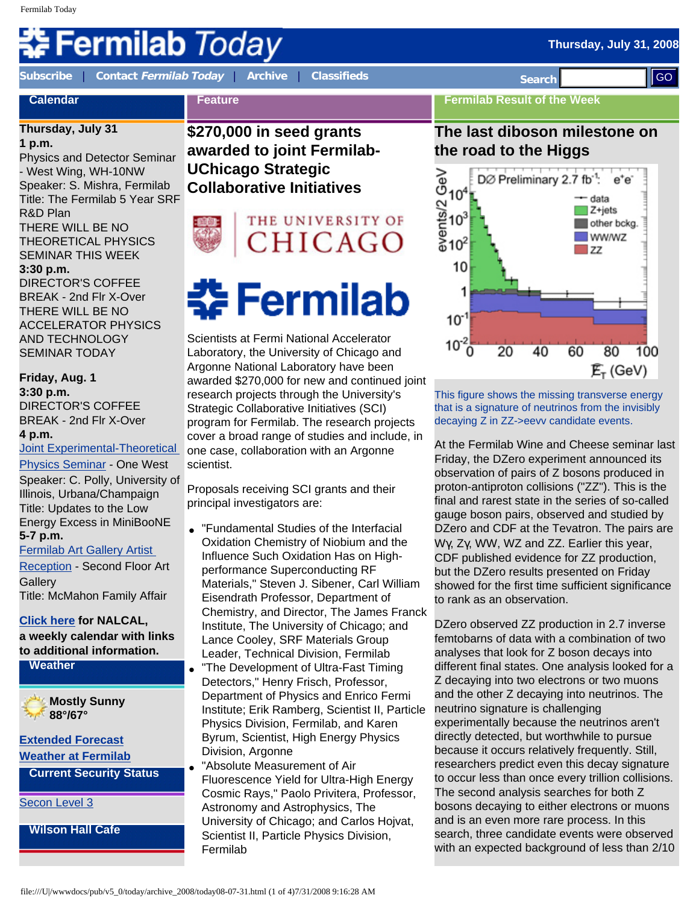# Fermilab Today

Thursday, July 31, 2008

Subscribe | Contact *Fermilab Today* | Archive | Classifieds

Search GO

## Calendar

**Thursday, July 31**

**1 p.m.**
Physics and Detector Seminar - West Wing, WH-10NW
Speaker: S. Mishra, Fermilab
Title: The Fermilab 5 Year SRF R&D Plan
THERE WILL BE NO THEORETICAL PHYSICS SEMINAR THIS WEEK

**3:30 p.m.**
DIRECTOR'S COFFEE BREAK - 2nd Flr X-Over
THERE WILL BE NO ACCELERATOR PHYSICS AND TECHNOLOGY SEMINAR TODAY

**Friday, Aug. 1**

**3:30 p.m.**
DIRECTOR'S COFFEE BREAK - 2nd Flr X-Over

**4 p.m.**
Joint Experimental-Theoretical Physics Seminar - One West
Speaker: C. Polly, University of Illinois, Urbana/Champaign
Title: Updates to the Low Energy Excess in MiniBooNE

**5-7 p.m.**
Fermilab Art Gallery Artist Reception - Second Floor Art Gallery
Title: McMahon Family Affair

**Click here for NALCAL, a weekly calendar with links to additional information.**

## Weather

**Mostly Sunny**
**88°/67°**

**Extended Forecast**
**Weather at Fermilab**

## Current Security Status

Secon Level 3

## Wilson Hall Cafe

## Feature

# $270,000 in seed grants awarded to joint Fermilab-UChicago Strategic Collaborative Initiatives

Scientists at Fermi National Accelerator Laboratory, the University of Chicago and Argonne National Laboratory have been awarded $270,000 for new and continued joint research projects through the University's Strategic Collaborative Initiatives (SCI) program for Fermilab. The research projects cover a broad range of studies and include, in one case, collaboration with an Argonne scientist.

Proposals receiving SCI grants and their principal investigators are:

- "Fundamental Studies of the Interfacial Oxidation Chemistry of Niobium and the Influence Such Oxidation Has on High-performance Superconducting RF Materials," Steven J. Sibener, Carl William Eisendrath Professor, Department of Chemistry, and Director, The James Franck Institute, The University of Chicago; and Lance Cooley, SRF Materials Group Leader, Technical Division, Fermilab
- "The Development of Ultra-Fast Timing Detectors," Henry Frisch, Professor, Department of Physics and Enrico Fermi Institute; Erik Ramberg, Scientist II, Particle Physics Division, Fermilab, and Karen Byrum, Scientist, High Energy Physics Division, Argonne
- "Absolute Measurement of Air Fluorescence Yield for Ultra-High Energy Cosmic Rays," Paolo Privitera, Professor, Astronomy and Astrophysics, The University of Chicago; and Carlos Hojvat, Scientist II, Particle Physics Division, Fermilab

## Fermilab Result of the Week

# The last diboson milestone on the road to the Higgs

This figure shows the missing transverse energy that is a signature of neutrinos from the invisibly decaying Z in ZZ->eevv candidate events.

At the Fermilab Wine and Cheese seminar last Friday, the DZero experiment announced its observation of pairs of Z bosons produced in proton-antiproton collisions ("ZZ"). This is the final and rarest state in the series of so-called gauge boson pairs, observed and studied by DZero and CDF at the Tevatron. The pairs are Wγ, Zγ, WW, WZ and ZZ. Earlier this year, CDF published evidence for ZZ production, but the DZero results presented on Friday showed for the first time sufficient significance to rank as an observation.

DZero observed ZZ production in 2.7 inverse femtobarns of data with a combination of two analyses that look for Z boson decays into different final states. One analysis looked for a Z decaying into two electrons or two muons and the other Z decaying into neutrinos. The neutrino signature is challenging experimentally because the neutrinos aren't directly detected, but worthwhile to pursue because it occurs relatively frequently. Still, researchers predict even this decay signature to occur less than once every trillion collisions. The second analysis searches for both Z bosons decaying to either electrons or muons and is an even more rare process. In this search, three candidate events were observed with an expected background of less than 2/10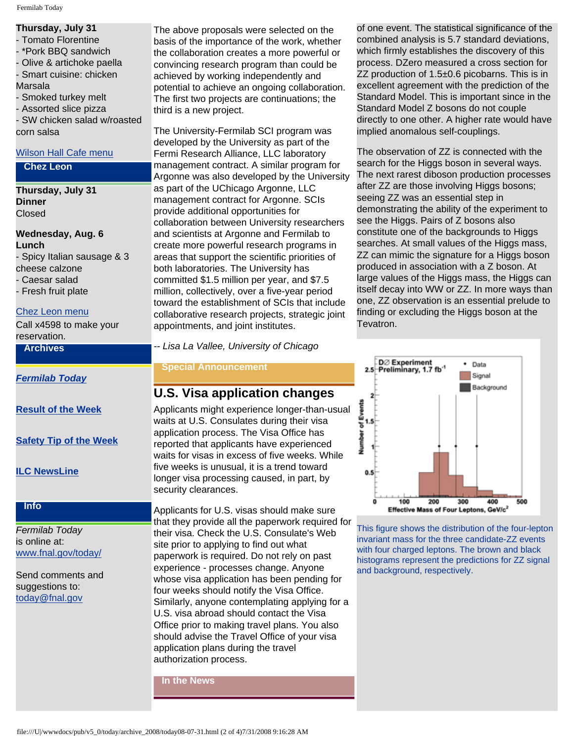**Thursday, July 31**
- Tomato Florentine
- *Pork BBQ sandwich
- Olive & artichoke paella
- Smart cuisine: chicken Marsala
- Smoked turkey melt
- Assorted slice pizza
- SW chicken salad w/roasted corn salsa

[Wilson Hall Cafe menu]

## Chez Leon

**Thursday, July 31**
**Dinner**
Closed

**Wednesday, Aug. 6**
**Lunch**
- Spicy Italian sausage & 3 cheese calzone
- Caesar salad
- Fresh fruit plate

[Chez Leon menu]

Call x4598 to make your reservation.

## Archives

***Fermilab Today***

**Result of the Week**

**Safety Tip of the Week**

**ILC NewsLine**

## Info

*Fermilab Today* is online at:
www.fnal.gov/today/

Send comments and suggestions to:
today@fnal.gov

The above proposals were selected on the basis of the importance of the work, whether the collaboration creates a more powerful or convincing research program than could be achieved by working independently and potential to achieve an ongoing collaboration. The first two projects are continuations; the third is a new project.

The University-Fermilab SCI program was developed by the University as part of the Fermi Research Alliance, LLC laboratory management contract. A similar program for Argonne was also developed by the University as part of the UChicago Argonne, LLC management contract for Argonne. SCIs provide additional opportunities for collaboration between University researchers and scientists at Argonne and Fermilab to create more powerful research programs in areas that support the scientific priorities of both laboratories. The University has committed $1.5 million per year, and $7.5 million, collectively, over a five-year period toward the establishment of SCIs that include collaborative research projects, strategic joint appointments, and joint institutes.

*-- Lisa La Vallee, University of Chicago*

## Special Announcement

## U.S. Visa application changes

Applicants might experience longer-than-usual waits at U.S. Consulates during their visa application process. The Visa Office has reported that applicants have experienced waits for visas in excess of five weeks. While five weeks is unusual, it is a trend toward longer visa processing caused, in part, by security clearances.

Applicants for U.S. visas should make sure that they provide all the paperwork required for their visa. Check the U.S. Consulate's Web site prior to applying to find out what paperwork is required. Do not rely on past experience - processes change. Anyone whose visa application has been pending for four weeks should notify the Visa Office. Similarly, anyone contemplating applying for a U.S. visa abroad should contact the Visa Office prior to making travel plans. You also should advise the Travel Office of your visa application plans during the travel authorization process.

## In the News

of one event. The statistical significance of the combined analysis is 5.7 standard deviations, which firmly establishes the discovery of this process. DZero measured a cross section for ZZ production of 1.5±0.6 picobarns. This is in excellent agreement with the prediction of the Standard Model. This is important since in the Standard Model Z bosons do not couple directly to one other. A higher rate would have implied anomalous self-couplings.

The observation of ZZ is connected with the search for the Higgs boson in several ways. The next rarest diboson production processes after ZZ are those involving Higgs bosons; seeing ZZ was an essential step in demonstrating the ability of the experiment to see the Higgs. Pairs of Z bosons also constitute one of the backgrounds to Higgs searches. At small values of the Higgs mass, ZZ can mimic the signature for a Higgs boson produced in association with a Z boson. At large values of the Higgs mass, the Higgs can itself decay into WW or ZZ. In more ways than one, ZZ observation is an essential prelude to finding or excluding the Higgs boson at the Tevatron.

This figure shows the distribution of the four-lepton invariant mass for the three candidate-ZZ events with four charged leptons. The brown and black histograms represent the predictions for ZZ signal and background, respectively.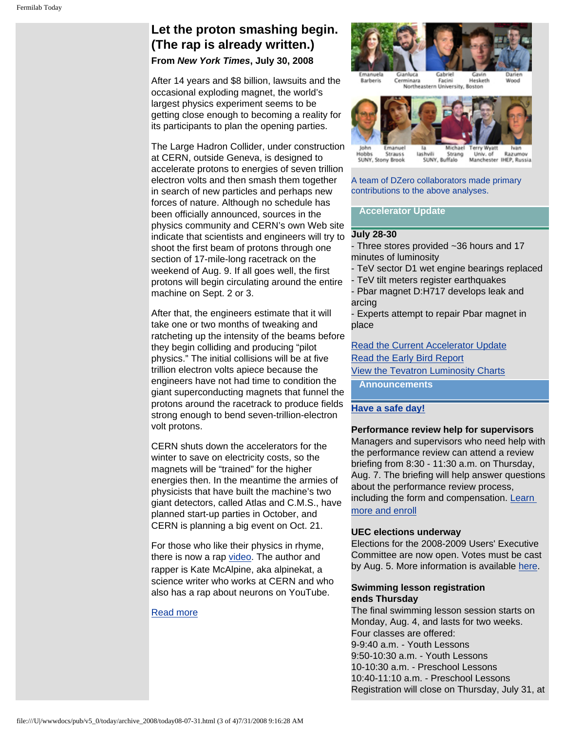## Let the proton smashing begin. (The rap is already written.)

**From *New York Times*, July 30, 2008**

After 14 years and $8 billion, lawsuits and the occasional exploding magnet, the world's largest physics experiment seems to be getting close enough to becoming a reality for its participants to plan the opening parties.

The Large Hadron Collider, under construction at CERN, outside Geneva, is designed to accelerate protons to energies of seven trillion electron volts and then smash them together in search of new particles and perhaps new forces of nature. Although no schedule has been officially announced, sources in the physics community and CERN's own Web site indicate that scientists and engineers will try to shoot the first beam of protons through one section of 17-mile-long racetrack on the weekend of Aug. 9. If all goes well, the first protons will begin circulating around the entire machine on Sept. 2 or 3.

After that, the engineers estimate that it will take one or two months of tweaking and ratcheting up the intensity of the beams before they begin colliding and producing "pilot physics." The initial collisions will be at five trillion electron volts apiece because the engineers have not had time to condition the giant superconducting magnets that funnel the protons around the racetrack to produce fields strong enough to bend seven-trillion-electron volt protons.

CERN shuts down the accelerators for the winter to save on electricity costs, so the magnets will be "trained" for the higher energies then. In the meantime the armies of physicists that have built the machine's two giant detectors, called Atlas and C.M.S., have planned start-up parties in October, and CERN is planning a big event on Oct. 21.

For those who like their physics in rhyme, there is now a rap video. The author and rapper is Kate McAlpine, aka alpinekat, a science writer who works at CERN and who also has a rap about neurons on YouTube.

Read more

Emanuela Barberis, Gianluca Cerminara, Gabriel Facini, Gavin Hesketh, Darien Wood — Northeastern University, Boston

John Hobbs, Emanuel Strauss — SUNY, Stony Brook; Ia Iashvili, Michael Strang — SUNY, Buffalo; Terry Wyatt — Univ. of Manchester; Ivan Razumov — IHEP, Russia

A team of DZero collaborators made primary contributions to the above analyses.

## Accelerator Update

**July 28-30**

- Three stores provided ~36 hours and 17 minutes of luminosity
- TeV sector D1 wet engine bearings replaced
- TeV tilt meters register earthquakes
- Pbar magnet D:H717 develops leak and arcing
- Experts attempt to repair Pbar magnet in place

Read the Current Accelerator Update
Read the Early Bird Report
View the Tevatron Luminosity Charts

## Announcements

**Have a safe day!**

**Performance review help for supervisors**
Managers and supervisors who need help with the performance review can attend a review briefing from 8:30 - 11:30 a.m. on Thursday, Aug. 7. The briefing will help answer questions about the performance review process, including the form and compensation. Learn more and enroll

**UEC elections underway**
Elections for the 2008-2009 Users' Executive Committee are now open. Votes must be cast by Aug. 5. More information is available here.

**Swimming lesson registration ends Thursday**
The final swimming lesson session starts on Monday, Aug. 4, and lasts for two weeks. Four classes are offered:
9-9:40 a.m. - Youth Lessons
9:50-10:30 a.m. - Youth Lessons
10-10:30 a.m. - Preschool Lessons
10:40-11:10 a.m. - Preschool Lessons
Registration will close on Thursday, July 31, at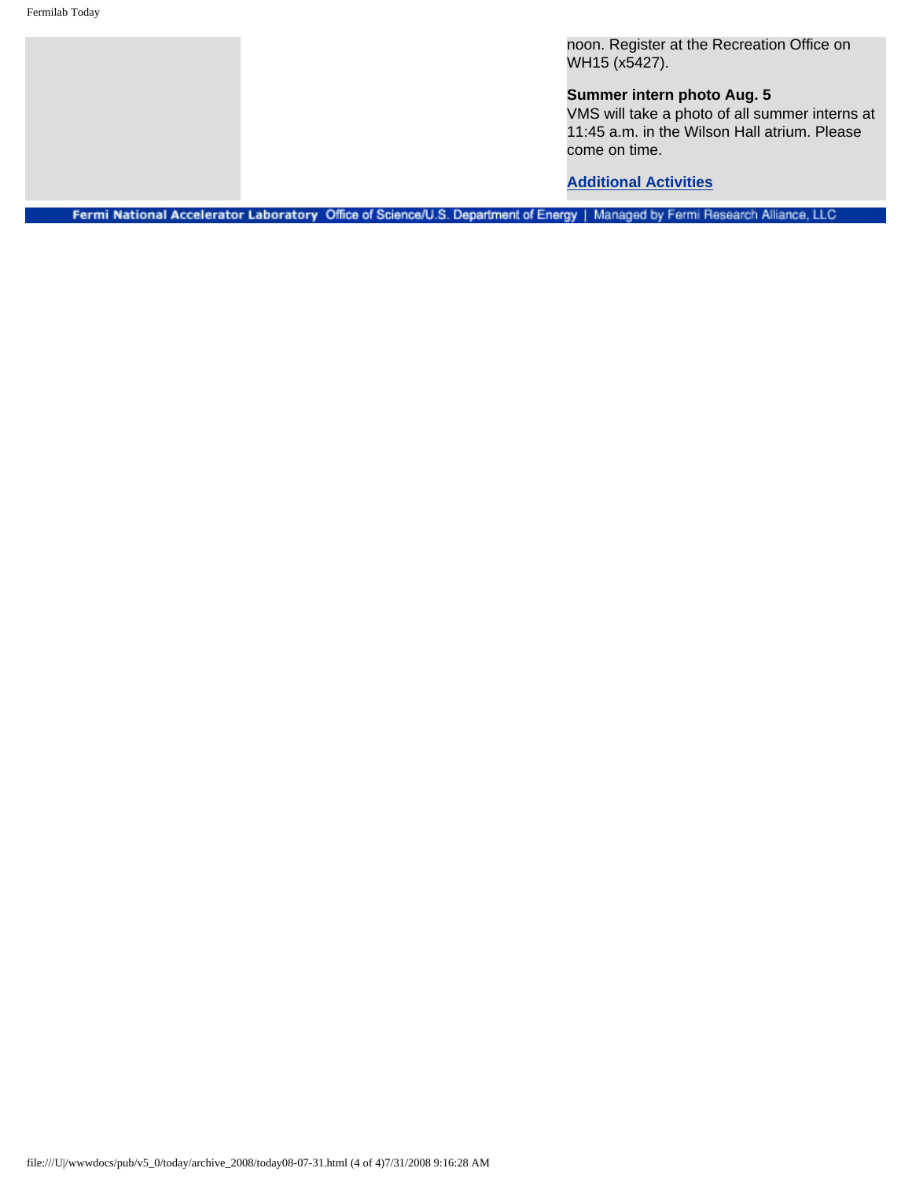noon. Register at the Recreation Office on WH15 (x5427).

**Summer intern photo Aug. 5**
VMS will take a photo of all summer interns at 11:45 a.m. in the Wilson Hall atrium. Please come on time.

**Additional Activities**

Fermi National Accelerator Laboratory Office of Science/U.S. Department of Energy | Managed by Fermi Research Alliance, LLC